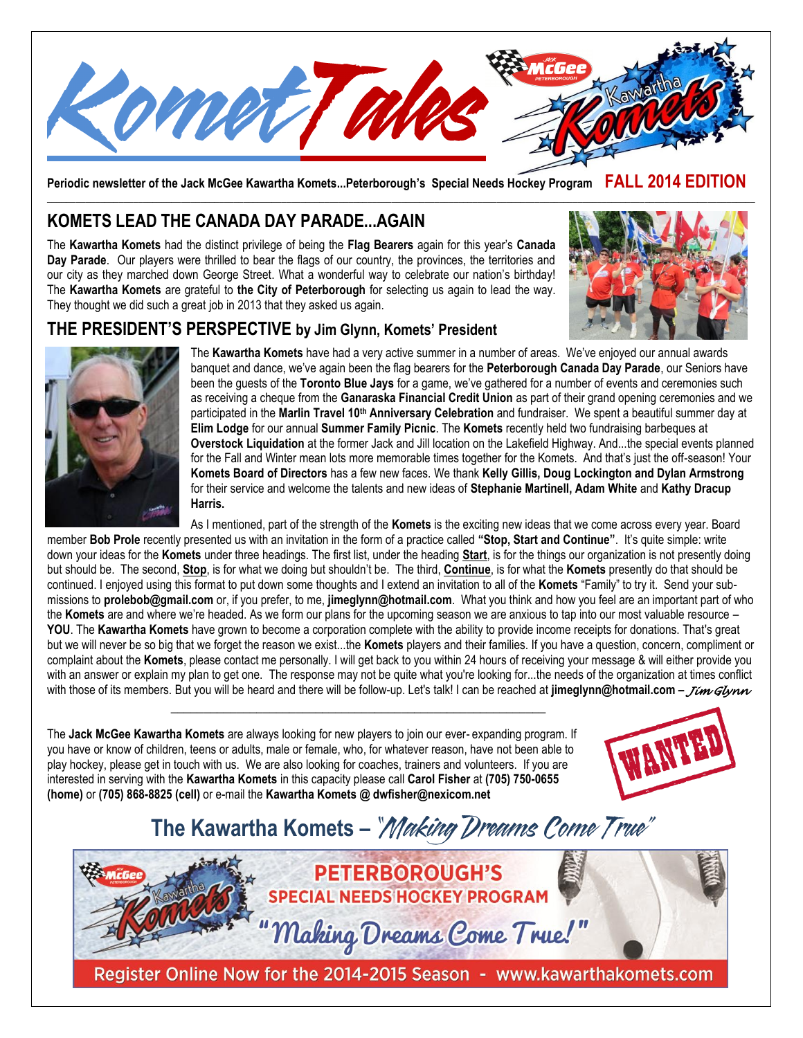# Komet Tales

**Periodic newsletter of the Jack McGee Kawartha Komets...Peterborough's Special Needs Hockey Program** **FALL 2014 EDITION**

## KOMETS LEAD THE CANADA DAY PARADE...AGAIN

The **Kawartha Komets** had the distinct privilege of being the **Flag Bearers** again for this year's **Canada Day Parade**. Our players were thrilled to bear the flags of our country, the provinces, the territories and our city as they marched down George Street. What a wonderful way to celebrate our nation's birthday! The **Kawartha Komets** are grateful to **the City of Peterborough** for selecting us again to lead the way. They thought we did such a great job in 2013 that they asked us again.

## THE PRESIDENT'S PERSPECTIVE by Jim Glynn, Komets' President

The **Kawartha Komets** have had a very active summer in a number of areas. We've enjoyed our annual awards banquet and dance, we've again been the flag bearers for the **Peterborough Canada Day Parade**, our Seniors have been the guests of the **Toronto Blue Jays** for a game, we've gathered for a number of events and ceremonies such as receiving a cheque from the **Ganaraska Financial Credit Union** as part of their grand opening ceremonies and we participated in the **Marlin Travel 10th Anniversary Celebration** and fundraiser. We spent a beautiful summer day at **Elim Lodge** for our annual **Summer Family Picnic**. The **Komets** recently held two fundraising barbeques at **Overstock Liquidation** at the former Jack and Jill location on the Lakefield Highway. And...the special events planned for the Fall and Winter mean lots more memorable times together for the Komets. And that's just the off-season! Your **Komets Board of Directors** has a few new faces. We thank **Kelly Gillis, Doug Lockington and Dylan Armstrong** for their service and welcome the talents and new ideas of **Stephanie Martinell, Adam White** and **Kathy Dracup Harris.**

As I mentioned, part of the strength of the **Komets** is the exciting new ideas that we come across every year. Board member **Bob Prole** recently presented us with an invitation in the form of a practice called **"Stop, Start and Continue"**. It's quite simple: write down your ideas for the **Komets** under three headings. The first list, under the heading **Start**, is for the things our organization is not presently doing but should be. The second, **Stop**, is for what we doing but shouldn't be. The third, **Continue**, is for what the **Komets** presently do that should be continued. I enjoyed using this format to put down some thoughts and I extend an invitation to all of the **Komets** "Family" to try it. Send your submissions to **prolebob@gmail.com** or, if you prefer, to me, **jimeglynn@hotmail.com**. What you think and how you feel are an important part of who the **Komets** are and where we're headed. As we form our plans for the upcoming season we are anxious to tap into our most valuable resource – **YOU**. The **Kawartha Komets** have grown to become a corporation complete with the ability to provide income receipts for donations. That's great but we will never be so big that we forget the reason we exist...the **Komets** players and their families. If you have a question, concern, compliment or complaint about the **Komets**, please contact me personally. I will get back to you within 24 hours of receiving your message & will either provide you with an answer or explain my plan to get one. The response may not be quite what you're looking for...the needs of the organization at times conflict with those of its members. But you will be heard and there will be follow-up. Let's talk! I can be reached at **jimeglynn@hotmail.com** – *Jim Glynn*

---

The **Jack McGee Kawartha Komets** are always looking for new players to join our ever- expanding program. If you have or know of children, teens or adults, male or female, who, for whatever reason, have not been able to play hockey, please get in touch with us. We are also looking for coaches, trainers and volunteers. If you are interested in serving with the **Kawartha Komets** in this capacity please call **Carol Fisher** at **(705) 750-0655 (home)** or **(705) 868-8825 (cell)** or e-mail the **Kawartha Komets @ dwfisher@nexicom.net**

WANTED

## The Kawartha Komets – *"Making Dreams Come True"*

PETERBOROUGH'S SPECIAL NEEDS HOCKEY PROGRAM

"Making Dreams Come True!"

Register Online Now for the 2014-2015 Season - www.kawarthakomets.com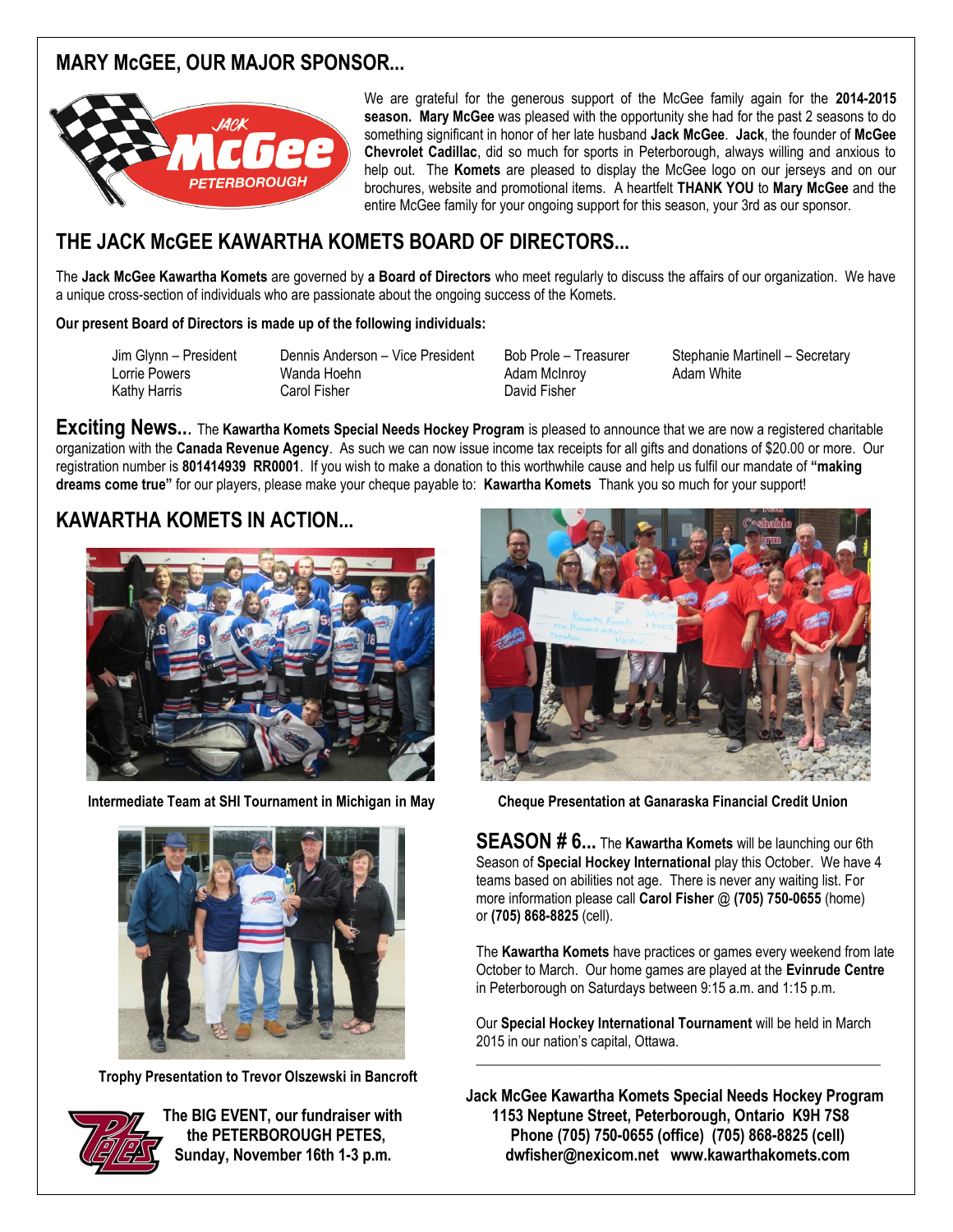## MARY McGEE, OUR MAJOR SPONSOR...

We are grateful for the generous support of the McGee family again for the **2014-2015 season.** **Mary McGee** was pleased with the opportunity she had for the past 2 seasons to do something significant in honor of her late husband **Jack McGee**. **Jack**, the founder of **McGee Chevrolet Cadillac**, did so much for sports in Peterborough, always willing and anxious to help out. The **Komets** are pleased to display the McGee logo on our jerseys and on our brochures, website and promotional items. A heartfelt **THANK YOU** to **Mary McGee** and the entire McGee family for your ongoing support for this season, your 3rd as our sponsor.

## THE JACK McGEE KAWARTHA KOMETS BOARD OF DIRECTORS...

The **Jack McGee Kawartha Komets** are governed by **a Board of Directors** who meet regularly to discuss the affairs of our organization. We have a unique cross-section of individuals who are passionate about the ongoing success of the Komets.

**Our present Board of Directors is made up of the following individuals:**

| | | | |
|---|---|---|---|
| Jim Glynn – President | Dennis Anderson – Vice President | Bob Prole – Treasurer | Stephanie Martinell – Secretary |
| Lorrie Powers | Wanda Hoehn | Adam McInroy | Adam White |
| Kathy Harris | Carol Fisher | David Fisher | |

**Exciting News...** The **Kawartha Komets Special Needs Hockey Program** is pleased to announce that we are now a registered charitable organization with the **Canada Revenue Agency**. As such we can now issue income tax receipts for all gifts and donations of $20.00 or more. Our registration number is **801414939 RR0001**. If you wish to make a donation to this worthwhile cause and help us fulfil our mandate of **"making dreams come true"** for our players, please make your cheque payable to: **Kawartha Komets** Thank you so much for your support!

## KAWARTHA KOMETS IN ACTION...

**Intermediate Team at SHI Tournament in Michigan in May**

**Cheque Presentation at Ganaraska Financial Credit Union**

**Trophy Presentation to Trevor Olszewski in Bancroft**

**The BIG EVENT, our fundraiser with the PETERBOROUGH PETES, Sunday, November 16th 1-3 p.m.**

**SEASON # 6...** The **Kawartha Komets** will be launching our 6th Season of **Special Hockey International** play this October. We have 4 teams based on abilities not age. There is never any waiting list. For more information please call **Carol Fisher** @ **(705) 750-0655** (home) or **(705) 868-8825** (cell).

The **Kawartha Komets** have practices or games every weekend from late October to March. Our home games are played at the **Evinrude Centre** in Peterborough on Saturdays between 9:15 a.m. and 1:15 p.m.

Our **Special Hockey International Tournament** will be held in March 2015 in our nation's capital, Ottawa.

---

**Jack McGee Kawartha Komets Special Needs Hockey Program**
**1153 Neptune Street, Peterborough, Ontario K9H 7S8**
**Phone (705) 750-0655 (office) (705) 868-8825 (cell)**
**dwfisher@nexicom.net www.kawarthakomets.com**